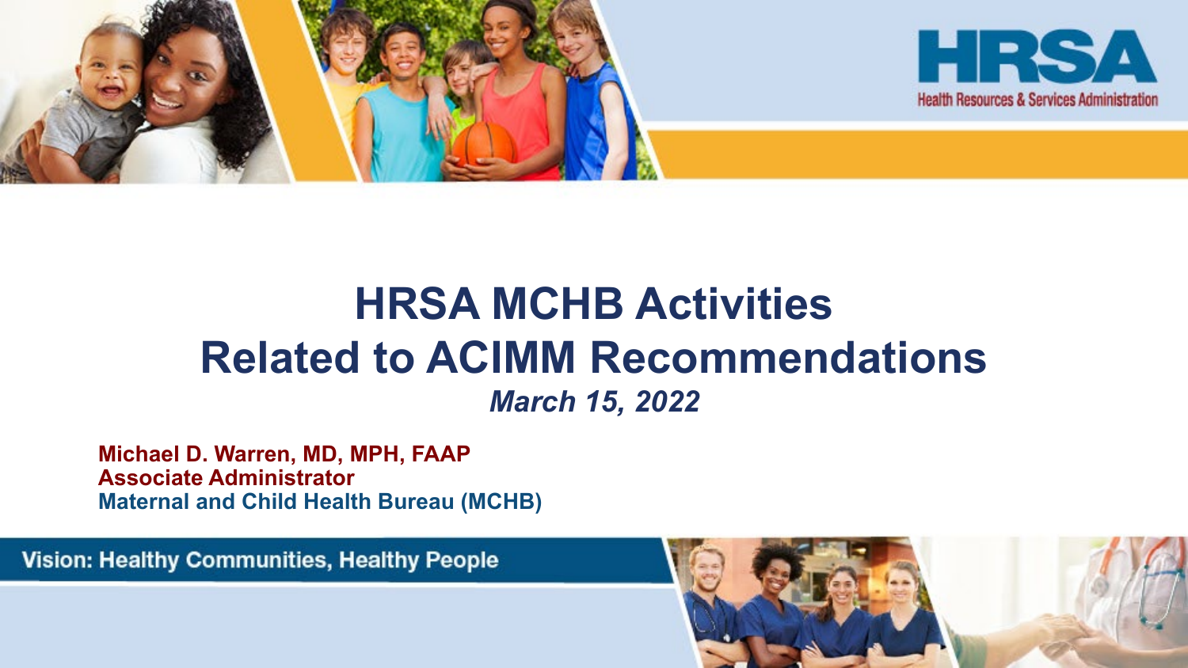HRSA
Health Resources & Services Administration

# HRSA MCHB Activities Related to ACIMM Recommendations

*March 15, 2022*

**Michael D. Warren, MD, MPH, FAAP**
**Associate Administrator**
**Maternal and Child Health Bureau (MCHB)**

Vision: Healthy Communities, Healthy People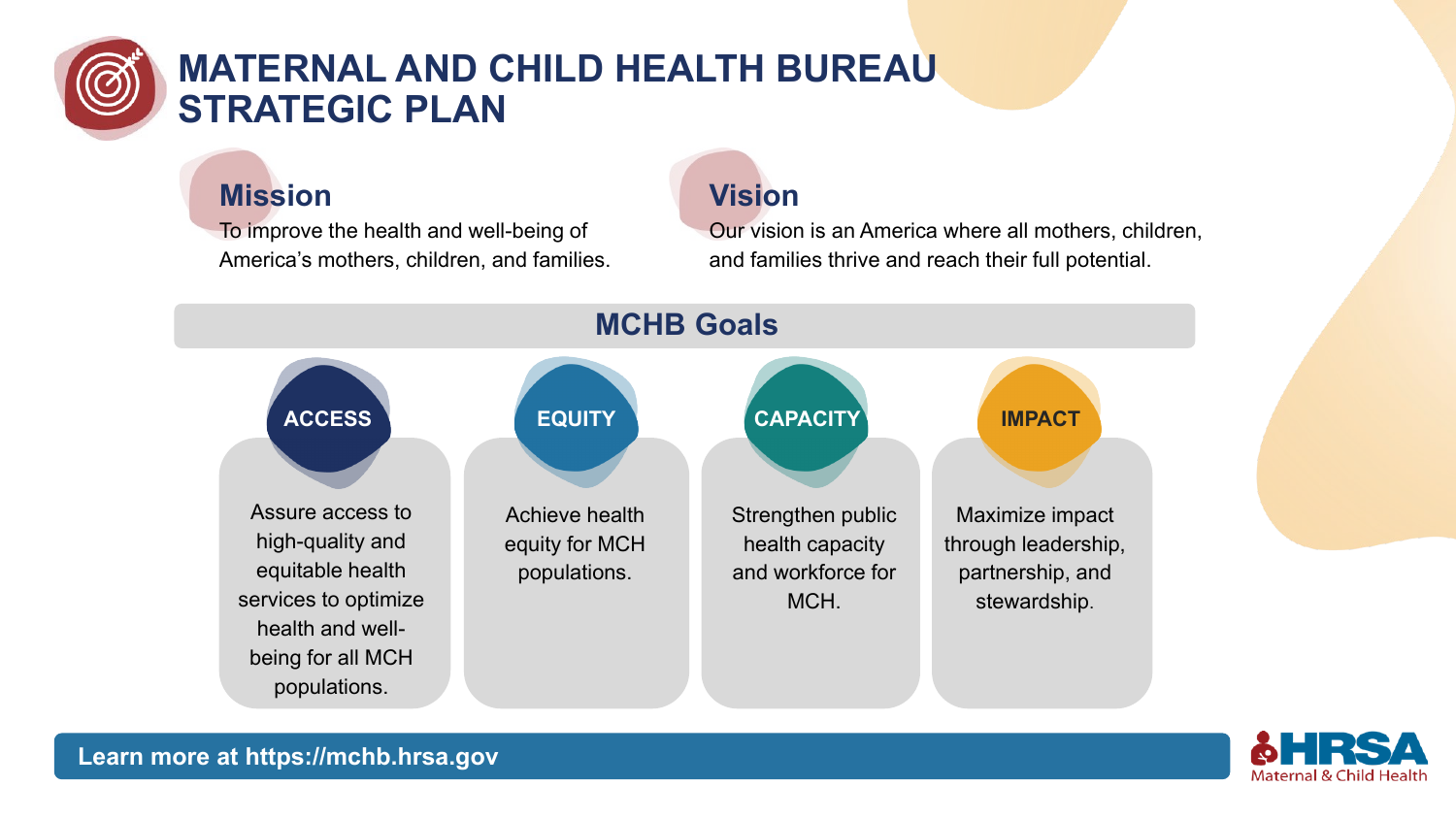# MATERNAL AND CHILD HEALTH BUREAU STRATEGIC PLAN

## Mission

To improve the health and well-being of America's mothers, children, and families.

## Vision

Our vision is an America where all mothers, children, and families thrive and reach their full potential.

## MCHB Goals

### ACCESS

Assure access to high-quality and equitable health services to optimize health and well-being for all MCH populations.

### EQUITY

Achieve health equity for MCH populations.

### CAPACITY

Strengthen public health capacity and workforce for MCH.

### IMPACT

Maximize impact through leadership, partnership, and stewardship.

**Learn more at https://mchb.hrsa.gov**

HRSA Maternal & Child Health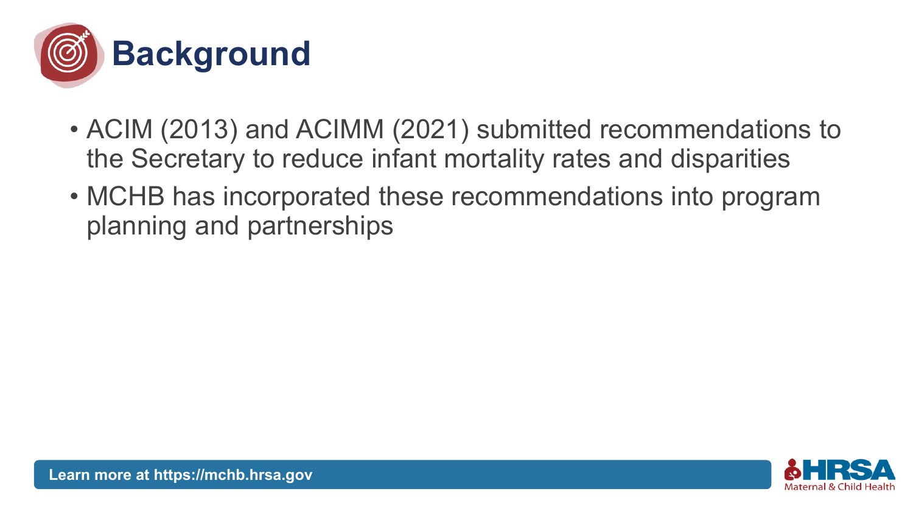# Background

- ACIM (2013) and ACIMM (2021) submitted recommendations to the Secretary to reduce infant mortality rates and disparities
- MCHB has incorporated these recommendations into program planning and partnerships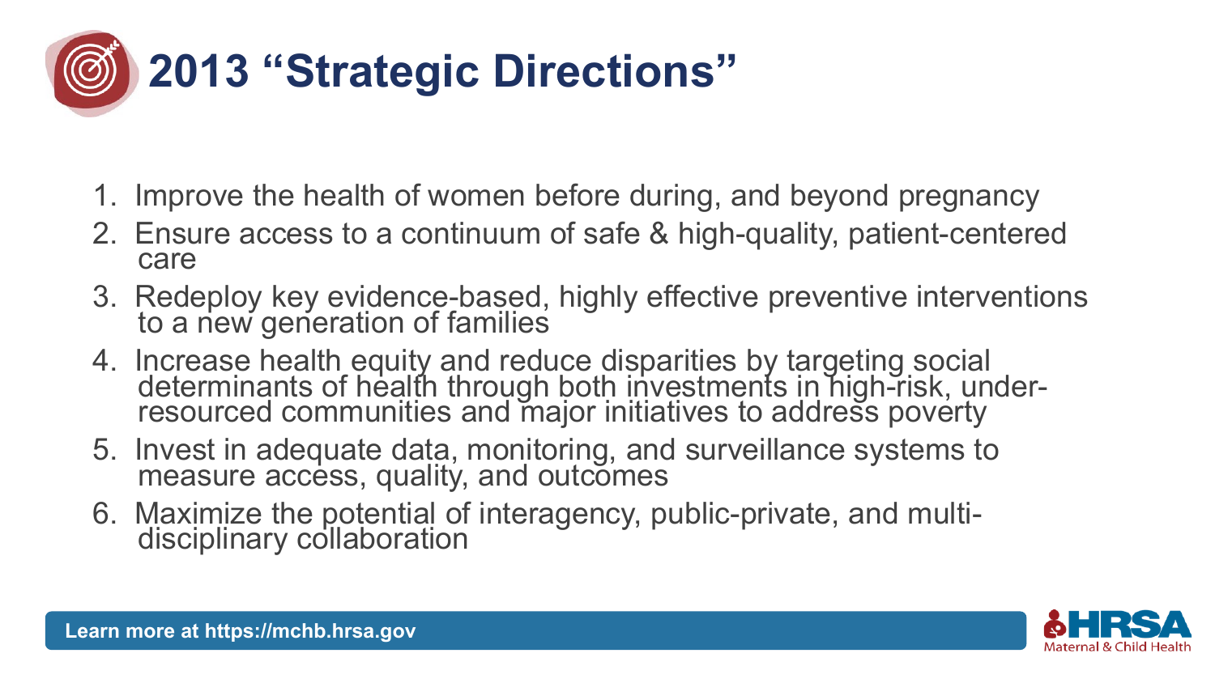# 2013 “Strategic Directions”

1. Improve the health of women before during, and beyond pregnancy
2. Ensure access to a continuum of safe & high-quality, patient-centered care
3. Redeploy key evidence-based, highly effective preventive interventions to a new generation of families
4. Increase health equity and reduce disparities by targeting social determinants of health through both investments in high-risk, under-resourced communities and major initiatives to address poverty
5. Invest in adequate data, monitoring, and surveillance systems to measure access, quality, and outcomes
6. Maximize the potential of interagency, public-private, and multi-disciplinary collaboration

Learn more at https://mchb.hrsa.gov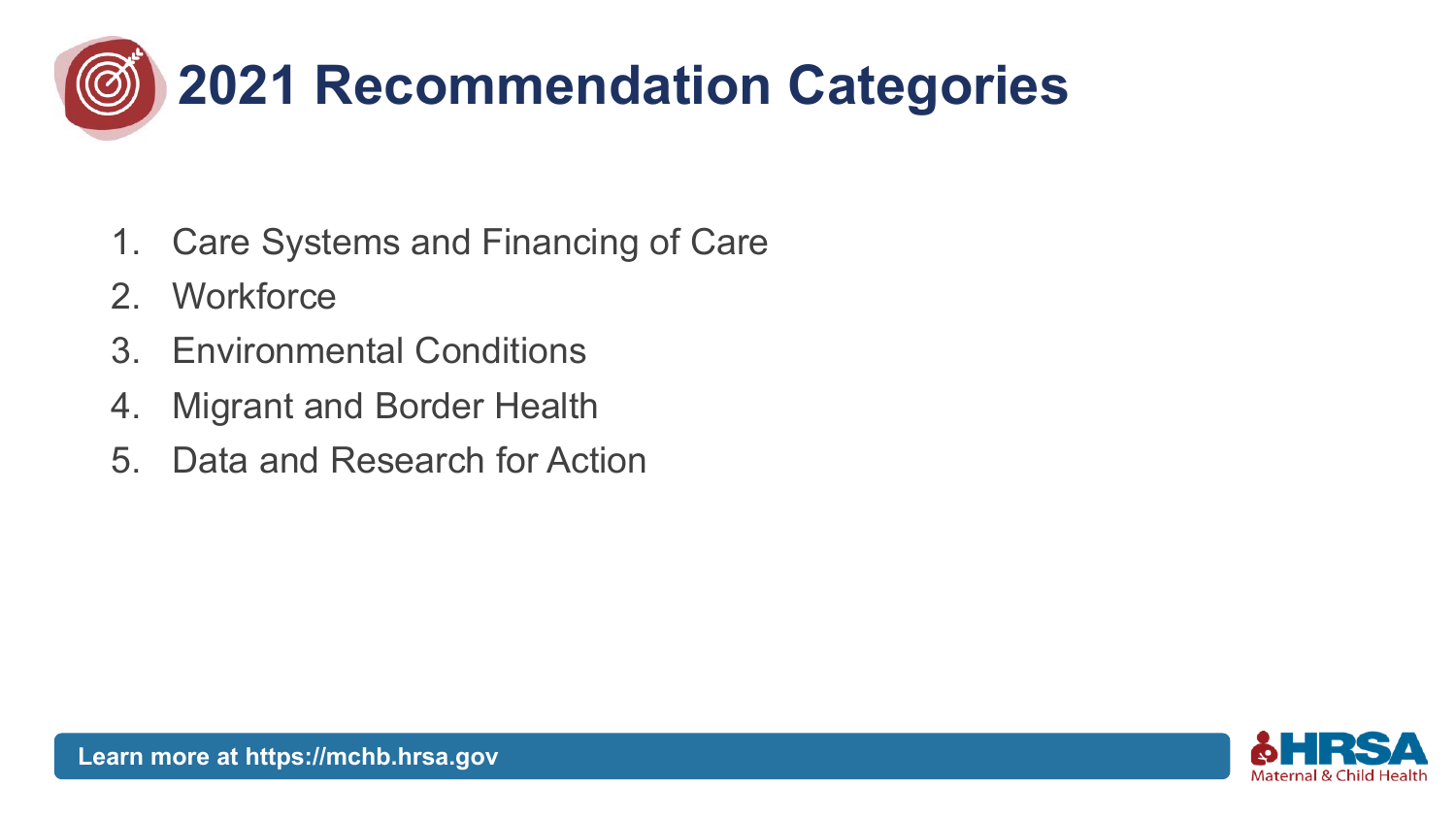# 2021 Recommendation Categories

1. Care Systems and Financing of Care
2. Workforce
3. Environmental Conditions
4. Migrant and Border Health
5. Data and Research for Action

**Learn more at https://mchb.hrsa.gov**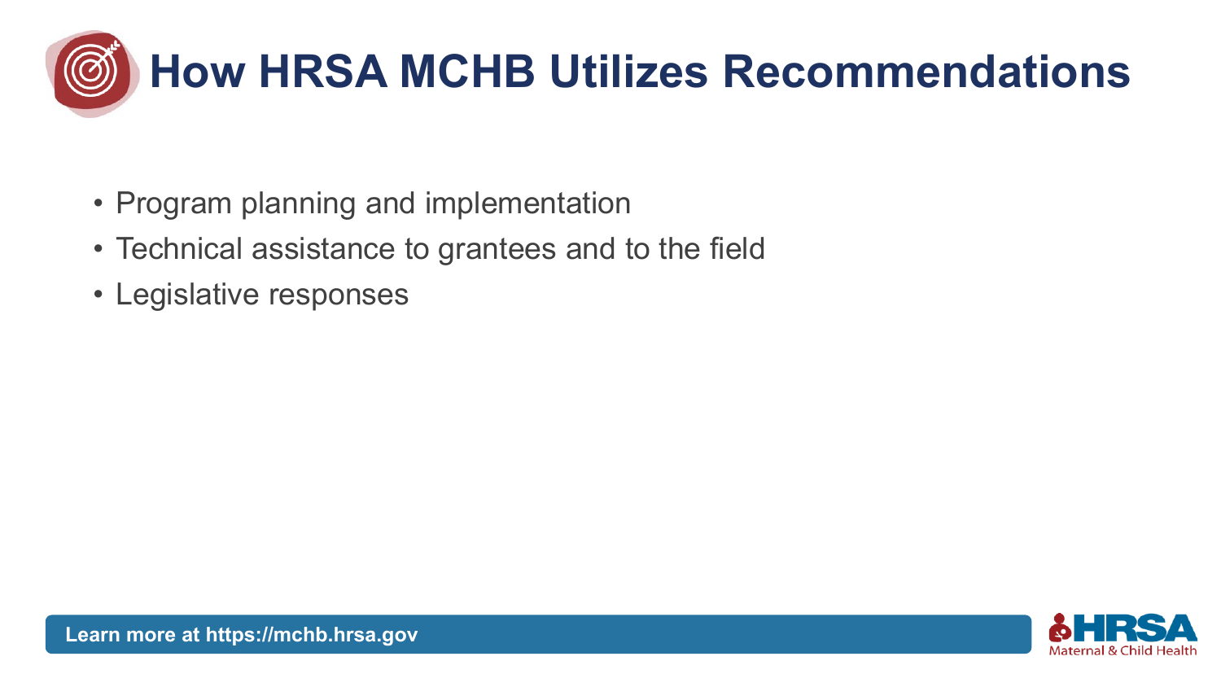# How HRSA MCHB Utilizes Recommendations

- Program planning and implementation
- Technical assistance to grantees and to the field
- Legislative responses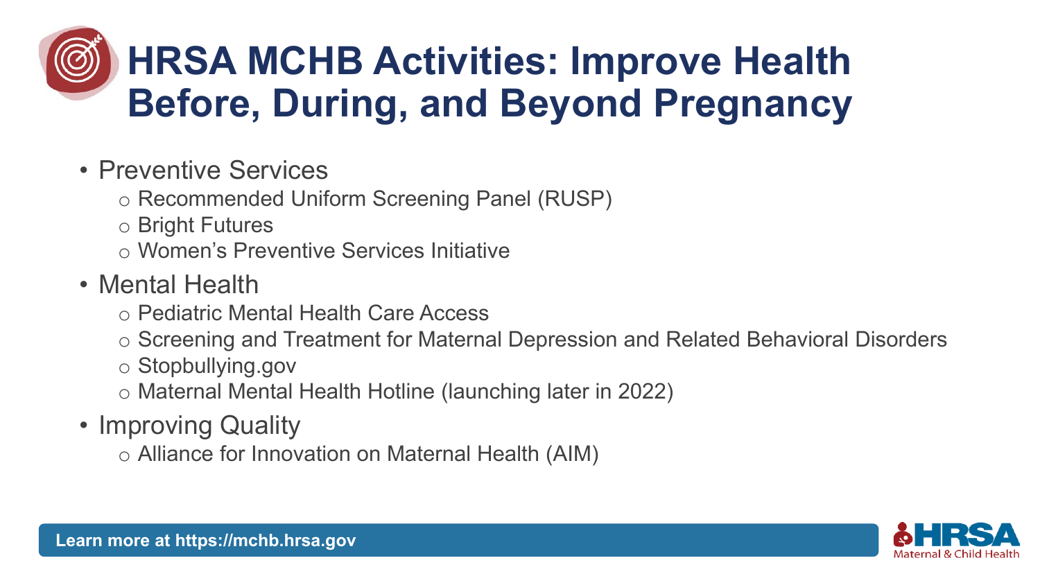# HRSA MCHB Activities: Improve Health Before, During, and Beyond Pregnancy

- Preventive Services
  - Recommended Uniform Screening Panel (RUSP)
  - Bright Futures
  - Women's Preventive Services Initiative
- Mental Health
  - Pediatric Mental Health Care Access
  - Screening and Treatment for Maternal Depression and Related Behavioral Disorders
  - Stopbullying.gov
  - Maternal Mental Health Hotline (launching later in 2022)
- Improving Quality
  - Alliance for Innovation on Maternal Health (AIM)

**Learn more at https://mchb.hrsa.gov**

HRSA Maternal & Child Health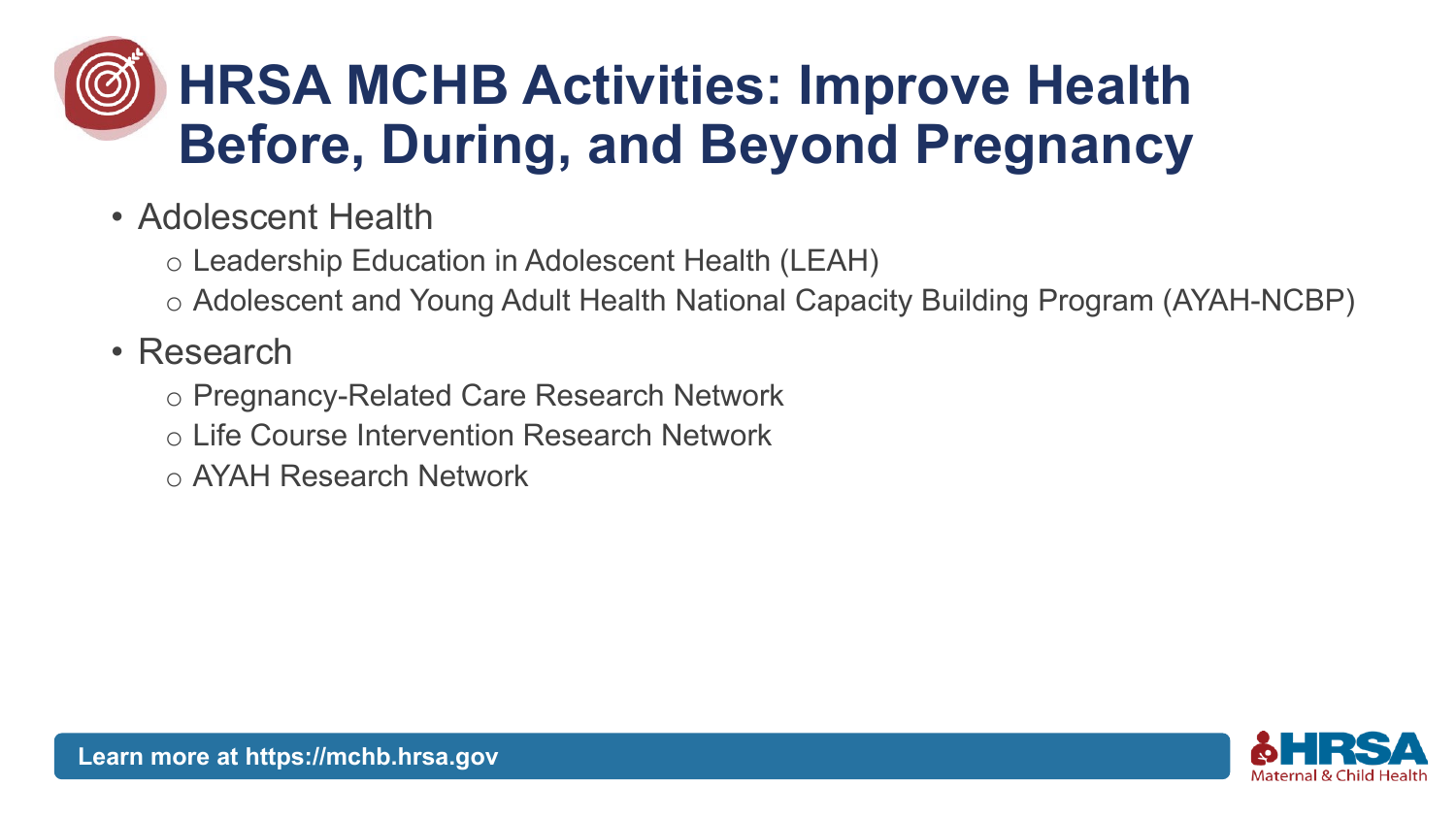# HRSA MCHB Activities: Improve Health Before, During, and Beyond Pregnancy

- Adolescent Health
  - Leadership Education in Adolescent Health (LEAH)
  - Adolescent and Young Adult Health National Capacity Building Program (AYAH-NCBP)
- Research
  - Pregnancy-Related Care Research Network
  - Life Course Intervention Research Network
  - AYAH Research Network

**Learn more at https://mchb.hrsa.gov**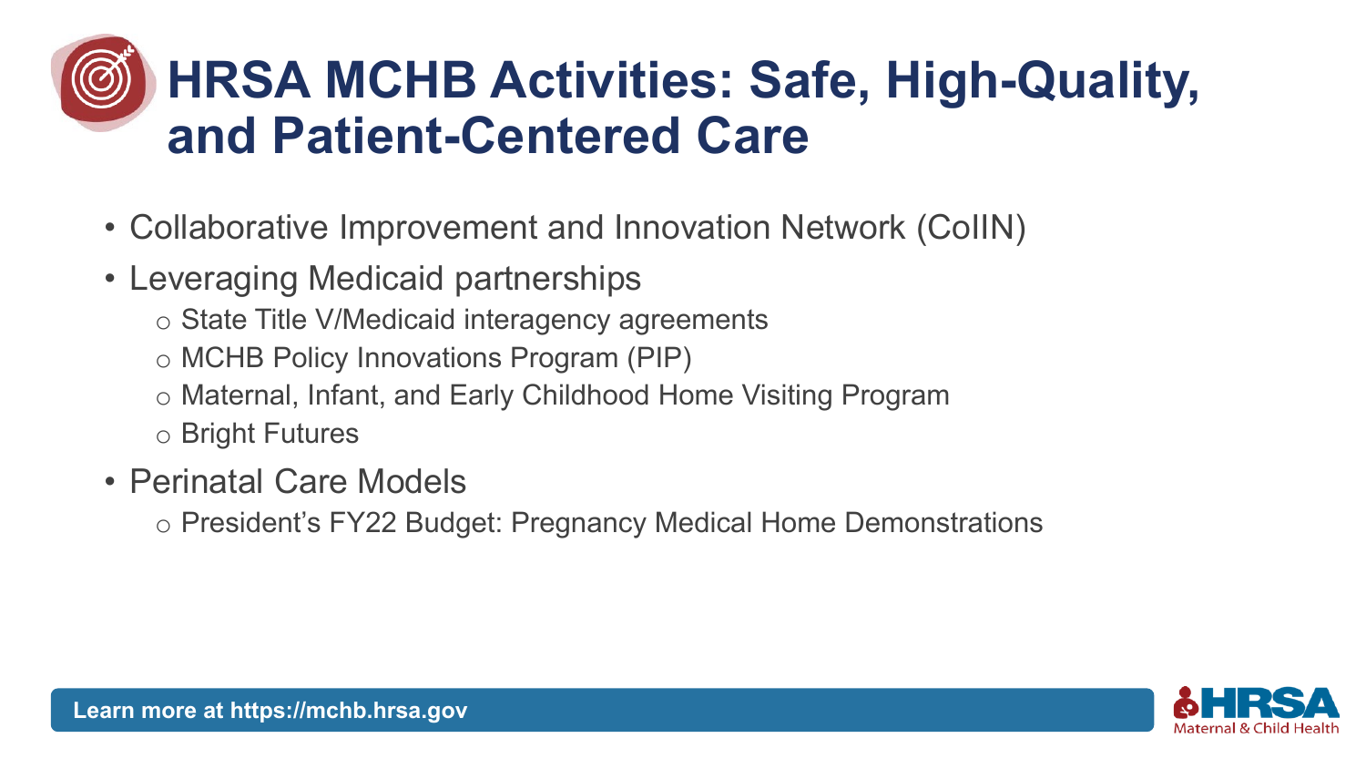# HRSA MCHB Activities: Safe, High-Quality, and Patient-Centered Care

- Collaborative Improvement and Innovation Network (CoIIN)
- Leveraging Medicaid partnerships
  - State Title V/Medicaid interagency agreements
  - MCHB Policy Innovations Program (PIP)
  - Maternal, Infant, and Early Childhood Home Visiting Program
  - Bright Futures
- Perinatal Care Models
  - President's FY22 Budget: Pregnancy Medical Home Demonstrations

**Learn more at https://mchb.hrsa.gov**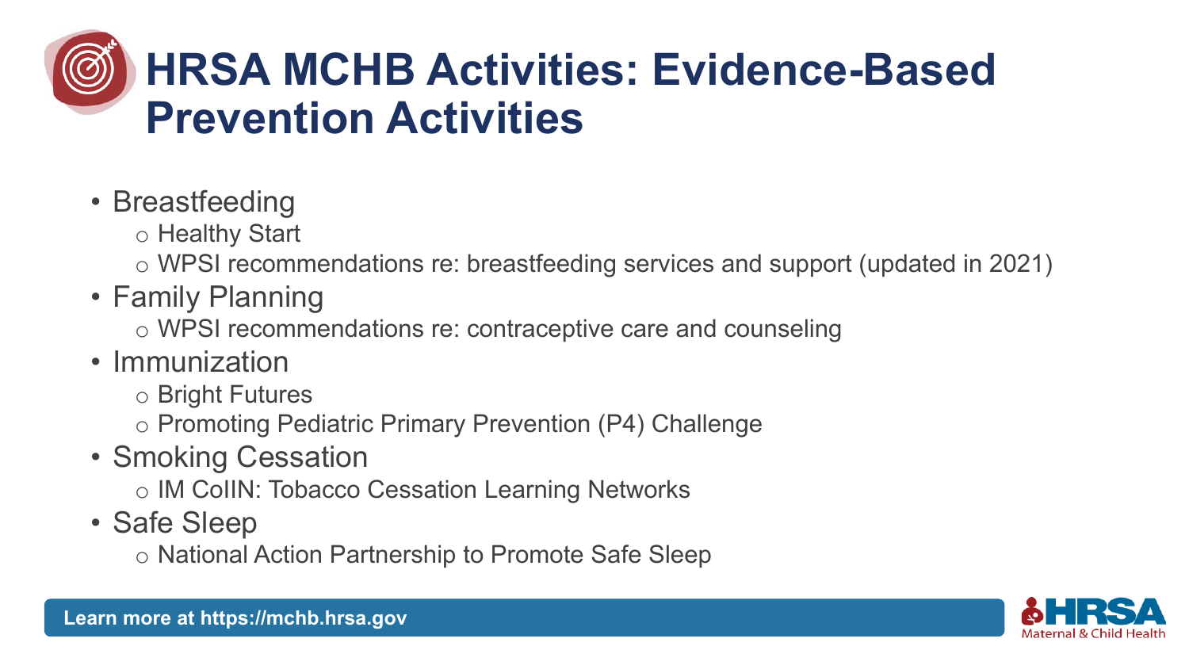# HRSA MCHB Activities: Evidence-Based Prevention Activities

- Breastfeeding
  - Healthy Start
  - WPSI recommendations re: breastfeeding services and support (updated in 2021)
- Family Planning
  - WPSI recommendations re: contraceptive care and counseling
- Immunization
  - Bright Futures
  - Promoting Pediatric Primary Prevention (P4) Challenge
- Smoking Cessation
  - IM CoIIN: Tobacco Cessation Learning Networks
- Safe Sleep
  - National Action Partnership to Promote Safe Sleep

**Learn more at https://mchb.hrsa.gov**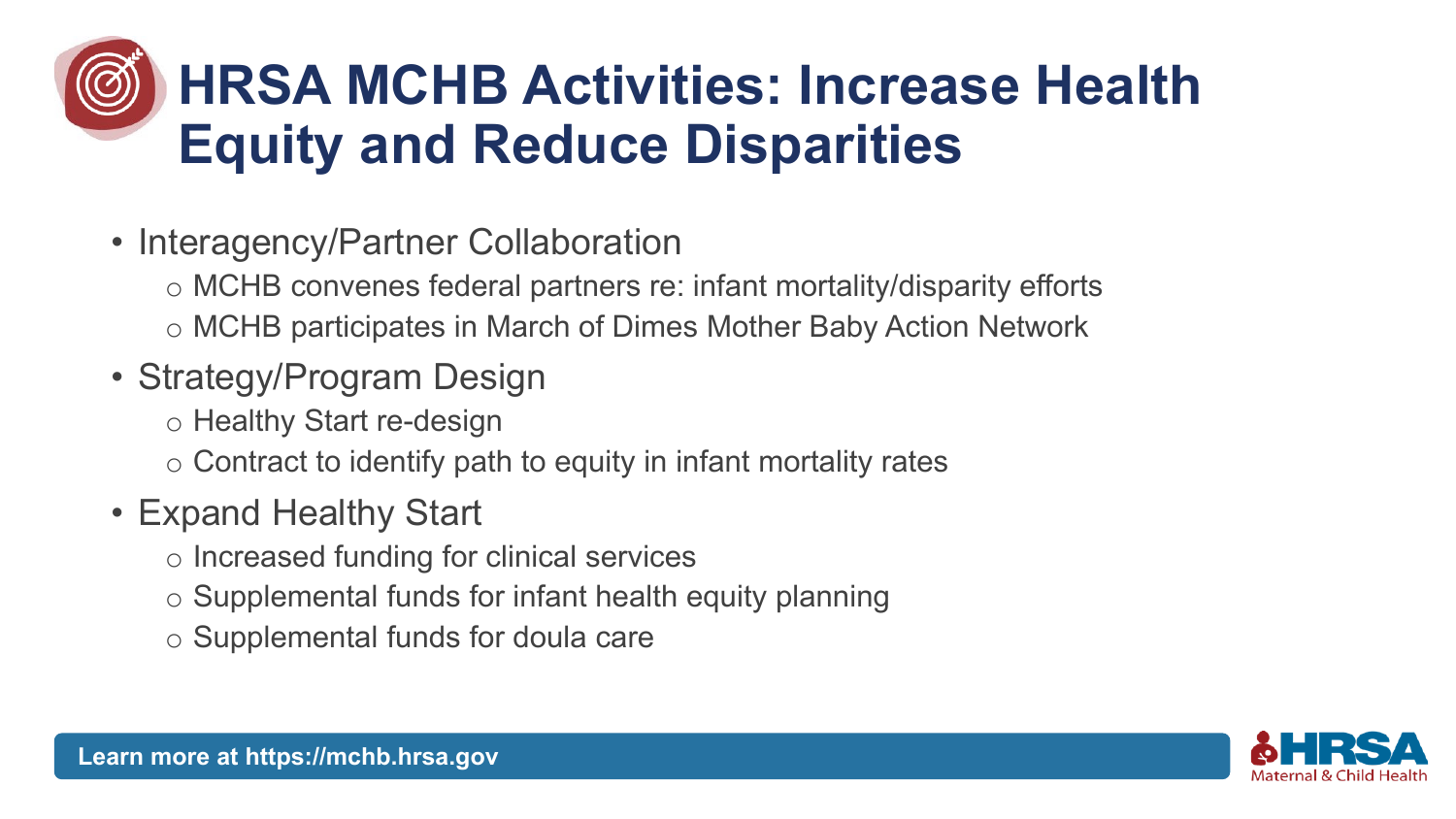# HRSA MCHB Activities: Increase Health Equity and Reduce Disparities

- Interagency/Partner Collaboration
  - MCHB convenes federal partners re: infant mortality/disparity efforts
  - MCHB participates in March of Dimes Mother Baby Action Network
- Strategy/Program Design
  - Healthy Start re-design
  - Contract to identify path to equity in infant mortality rates
- Expand Healthy Start
  - Increased funding for clinical services
  - Supplemental funds for infant health equity planning
  - Supplemental funds for doula care

**Learn more at https://mchb.hrsa.gov**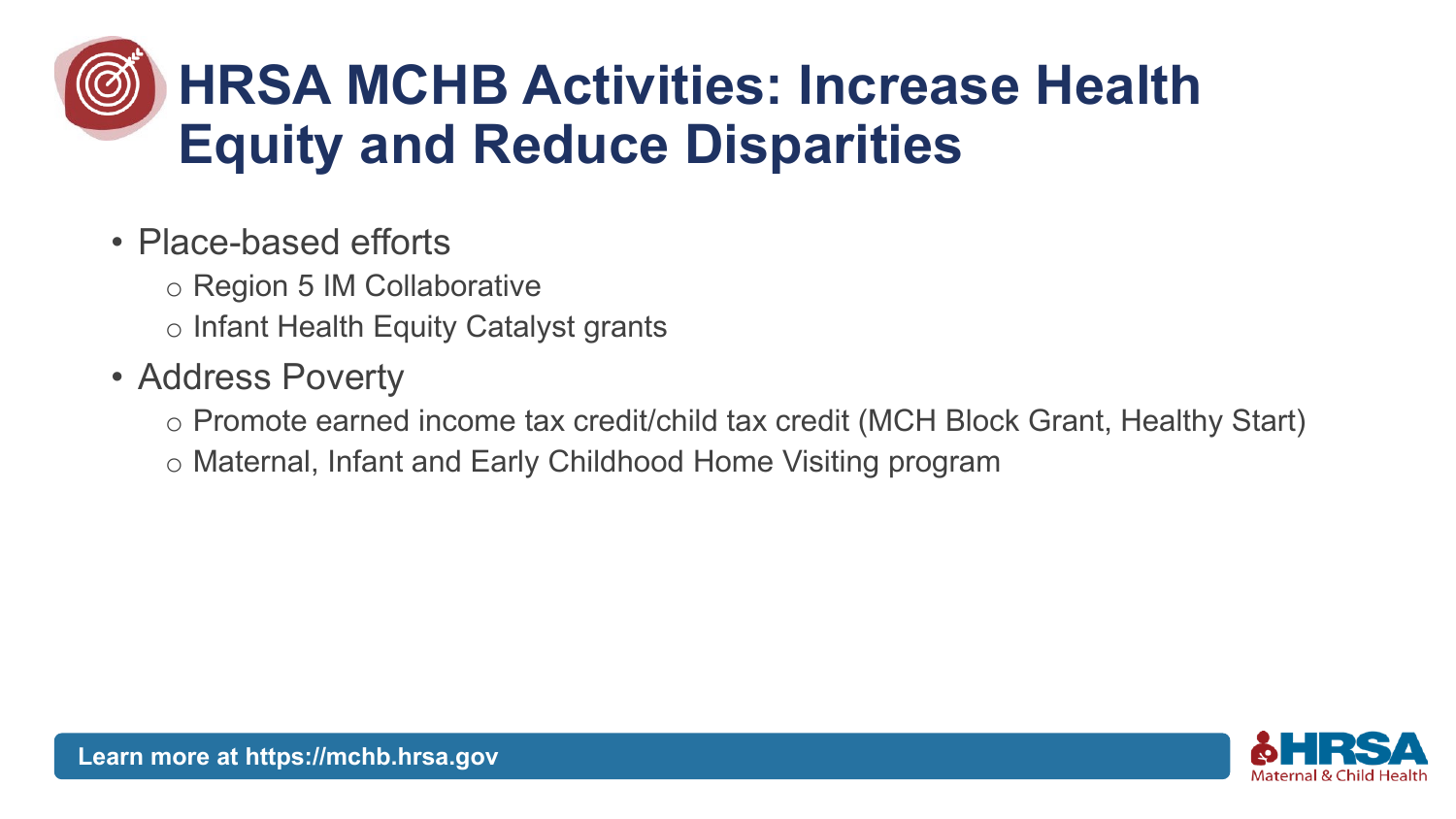# HRSA MCHB Activities: Increase Health Equity and Reduce Disparities

- Place-based efforts
  - Region 5 IM Collaborative
  - Infant Health Equity Catalyst grants
- Address Poverty
  - Promote earned income tax credit/child tax credit (MCH Block Grant, Healthy Start)
  - Maternal, Infant and Early Childhood Home Visiting program

Learn more at https://mchb.hrsa.gov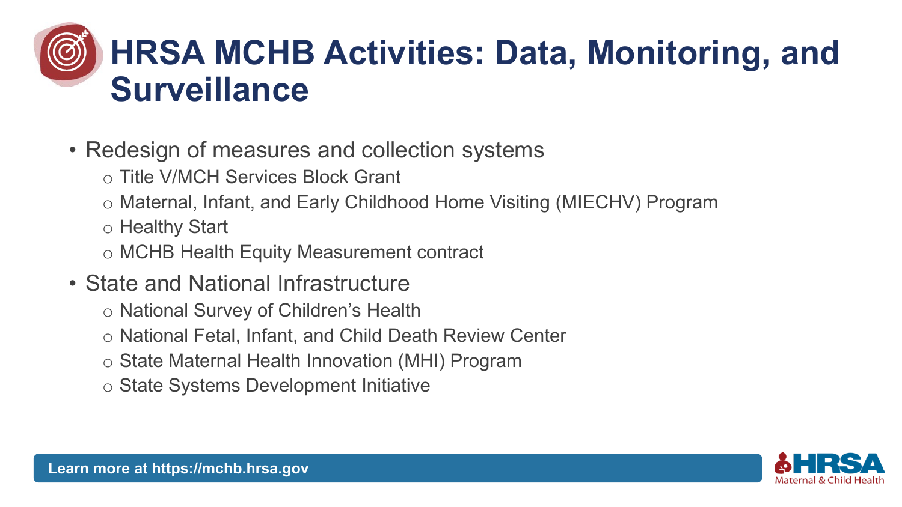# HRSA MCHB Activities: Data, Monitoring, and Surveillance

- Redesign of measures and collection systems
  - Title V/MCH Services Block Grant
  - Maternal, Infant, and Early Childhood Home Visiting (MIECHV) Program
  - Healthy Start
  - MCHB Health Equity Measurement contract
- State and National Infrastructure
  - National Survey of Children's Health
  - National Fetal, Infant, and Child Death Review Center
  - State Maternal Health Innovation (MHI) Program
  - State Systems Development Initiative

**Learn more at https://mchb.hrsa.gov**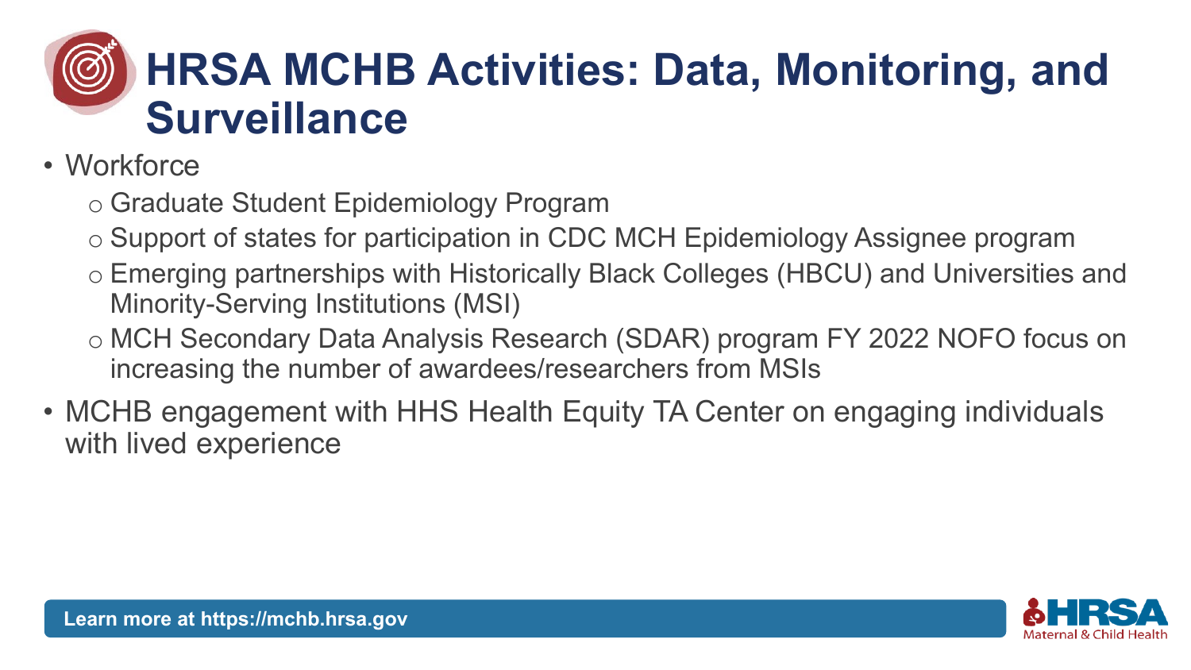# HRSA MCHB Activities: Data, Monitoring, and Surveillance

- Workforce
  - Graduate Student Epidemiology Program
  - Support of states for participation in CDC MCH Epidemiology Assignee program
  - Emerging partnerships with Historically Black Colleges (HBCU) and Universities and Minority-Serving Institutions (MSI)
  - MCH Secondary Data Analysis Research (SDAR) program FY 2022 NOFO focus on increasing the number of awardees/researchers from MSIs
- MCHB engagement with HHS Health Equity TA Center on engaging individuals with lived experience

**Learn more at https://mchb.hrsa.gov**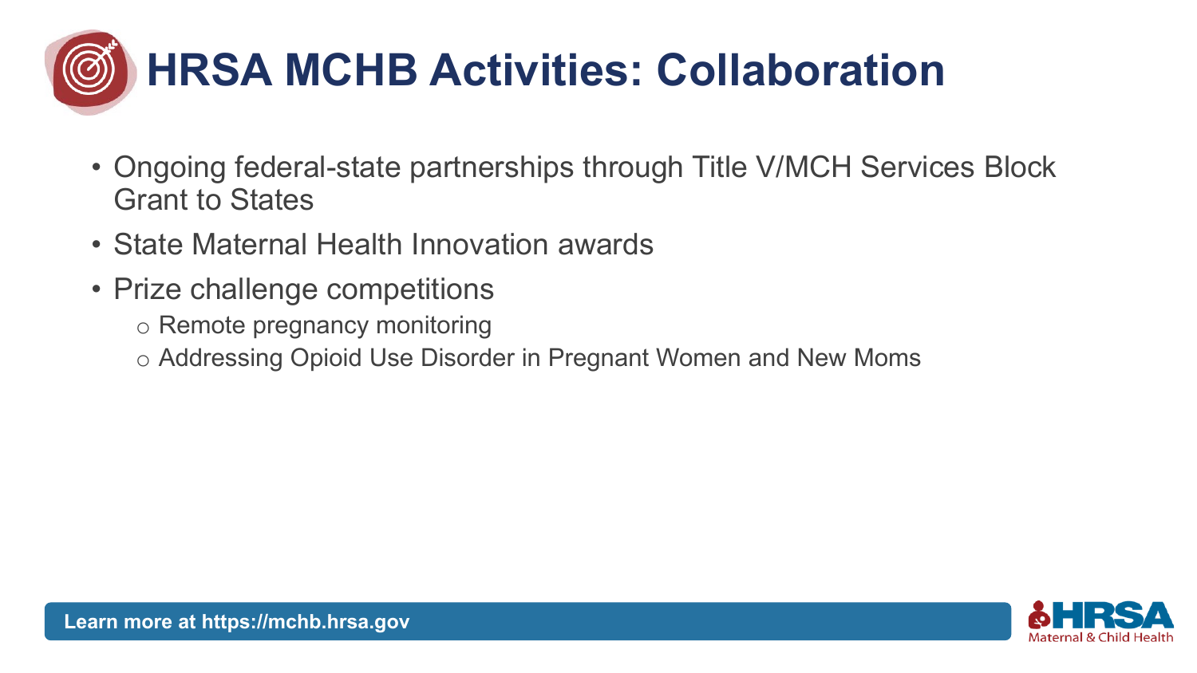# HRSA MCHB Activities: Collaboration

- Ongoing federal-state partnerships through Title V/MCH Services Block Grant to States
- State Maternal Health Innovation awards
- Prize challenge competitions
  - Remote pregnancy monitoring
  - Addressing Opioid Use Disorder in Pregnant Women and New Moms

**Learn more at https://mchb.hrsa.gov**

HRSA Maternal & Child Health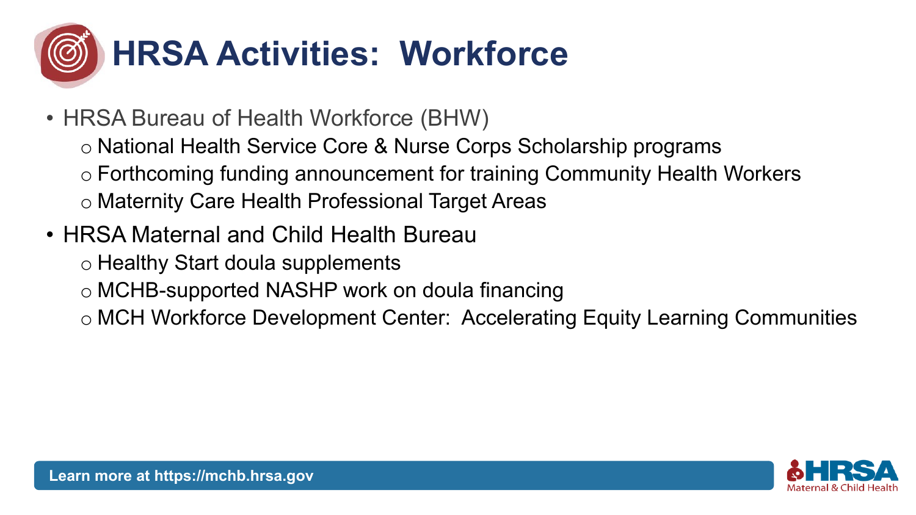# HRSA Activities: Workforce

- HRSA Bureau of Health Workforce (BHW)
  - National Health Service Core & Nurse Corps Scholarship programs
  - Forthcoming funding announcement for training Community Health Workers
  - Maternity Care Health Professional Target Areas
- HRSA Maternal and Child Health Bureau
  - Healthy Start doula supplements
  - MCHB-supported NASHP work on doula financing
  - MCH Workforce Development Center: Accelerating Equity Learning Communities

**Learn more at https://mchb.hrsa.gov**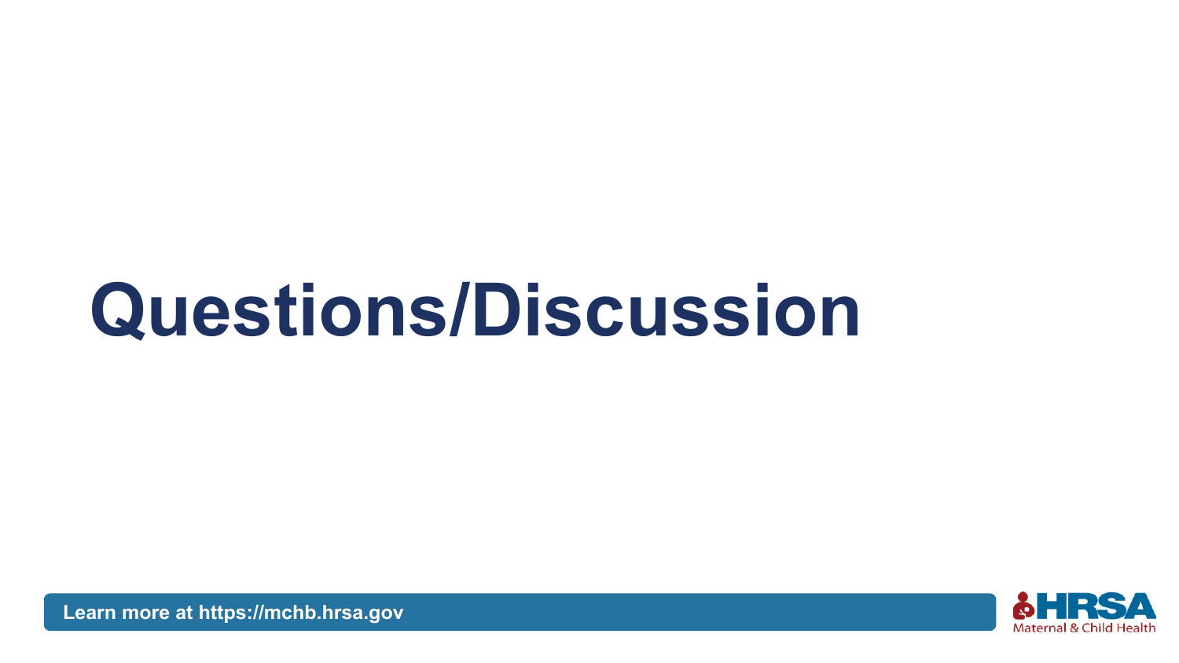# Questions/Discussion

**Learn more at https://mchb.hrsa.gov**

HRSA Maternal & Child Health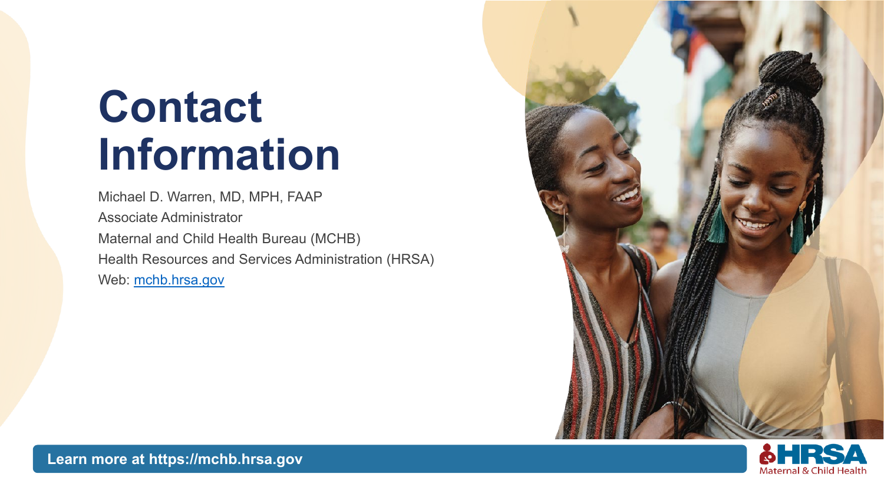# Contact Information

Michael D. Warren, MD, MPH, FAAP

Associate Administrator

Maternal and Child Health Bureau (MCHB)

Health Resources and Services Administration (HRSA)

Web: [mchb.hrsa.gov](https://mchb.hrsa.gov)

**Learn more at https://mchb.hrsa.gov**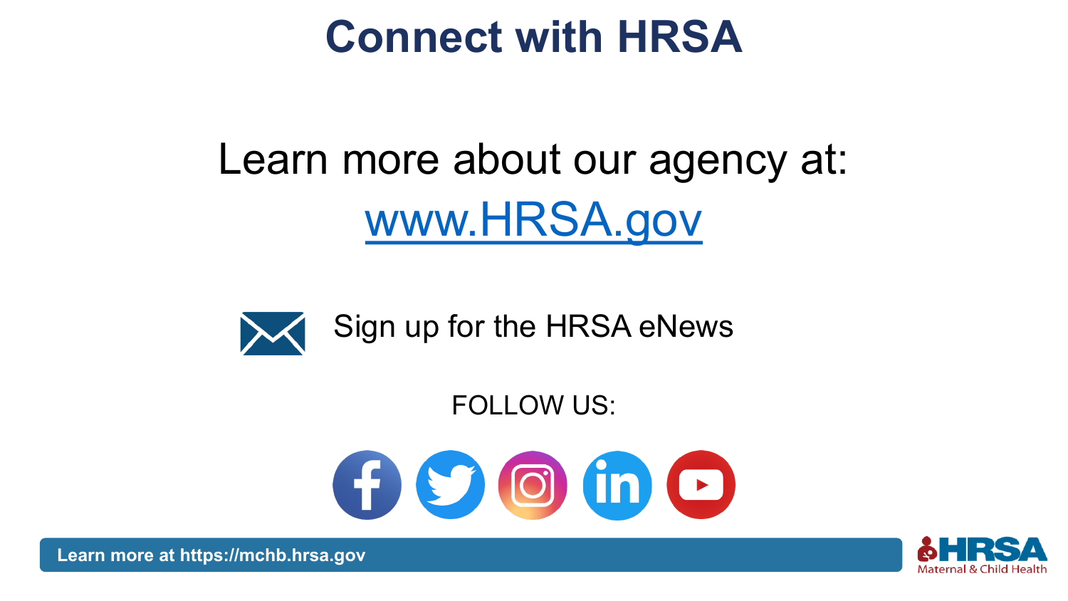# Connect with HRSA

Learn more about our agency at:

[www.HRSA.gov](http://www.HRSA.gov)

Sign up for the HRSA eNews

FOLLOW US:

Learn more at https://mchb.hrsa.gov

HRSA Maternal & Child Health